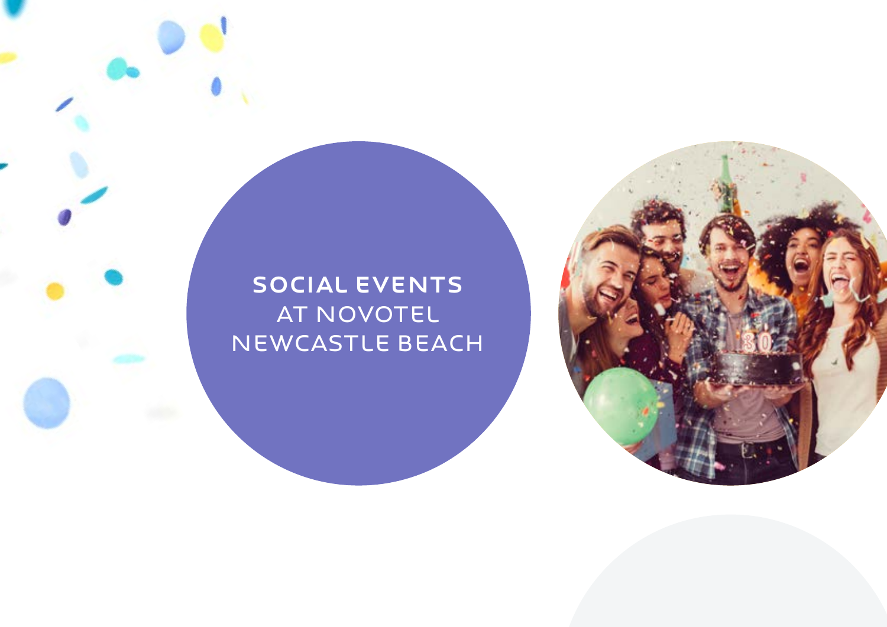# SOCIAL EVENTS AT NOVOTEL NEWCASTLE BEACH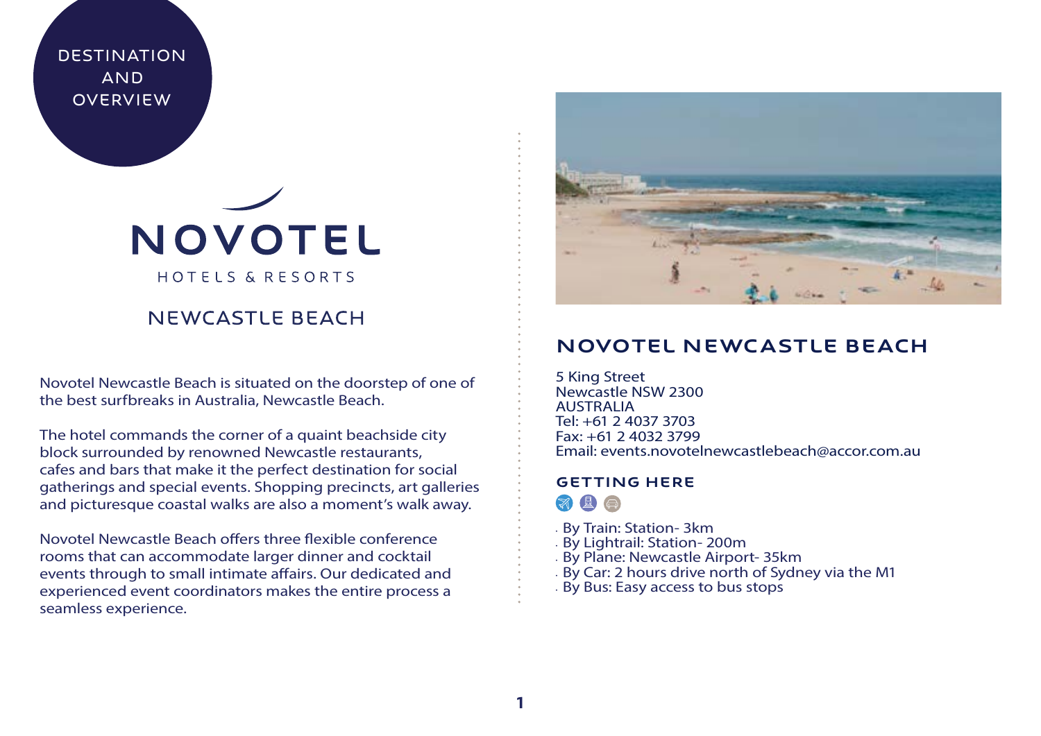# DESTINATION AND OVERVIEW

NOVOTEL

HOTELS & RESORTS

NEWCASTLE BEACH

Novotel Newcastle Beach is situated on the doorstep of one of the best surfbreaks in Australia, Newcastle Beach.

The hotel commands the corner of a quaint beachside city block surrounded by renowned Newcastle restaurants, cafes and bars that make it the perfect destination for social gatherings and special events. Shopping precincts, art galleries and picturesque coastal walks are also a moment's walk away.

Novotel Newcastle Beach offers three flexible conference rooms that can accommodate larger dinner and cocktail events through to small intimate affairs. Our dedicated and experienced event coordinators makes the entire process a seamless experience.

## NOVOTEL NEWCASTLE BEACH

5 King Street
Newcastle NSW 2300
AUSTRALIA
Tel: +61 2 4037 3703
Fax: +61 2 4032 3799
Email: events.novotelnewcastlebeach@accor.com.au

### GETTING HERE

- By Train: Station- 3km
- By Lightrail: Station- 200m
- By Plane: Newcastle Airport- 35km
- By Car: 2 hours drive north of Sydney via the M1
- By Bus: Easy access to bus stops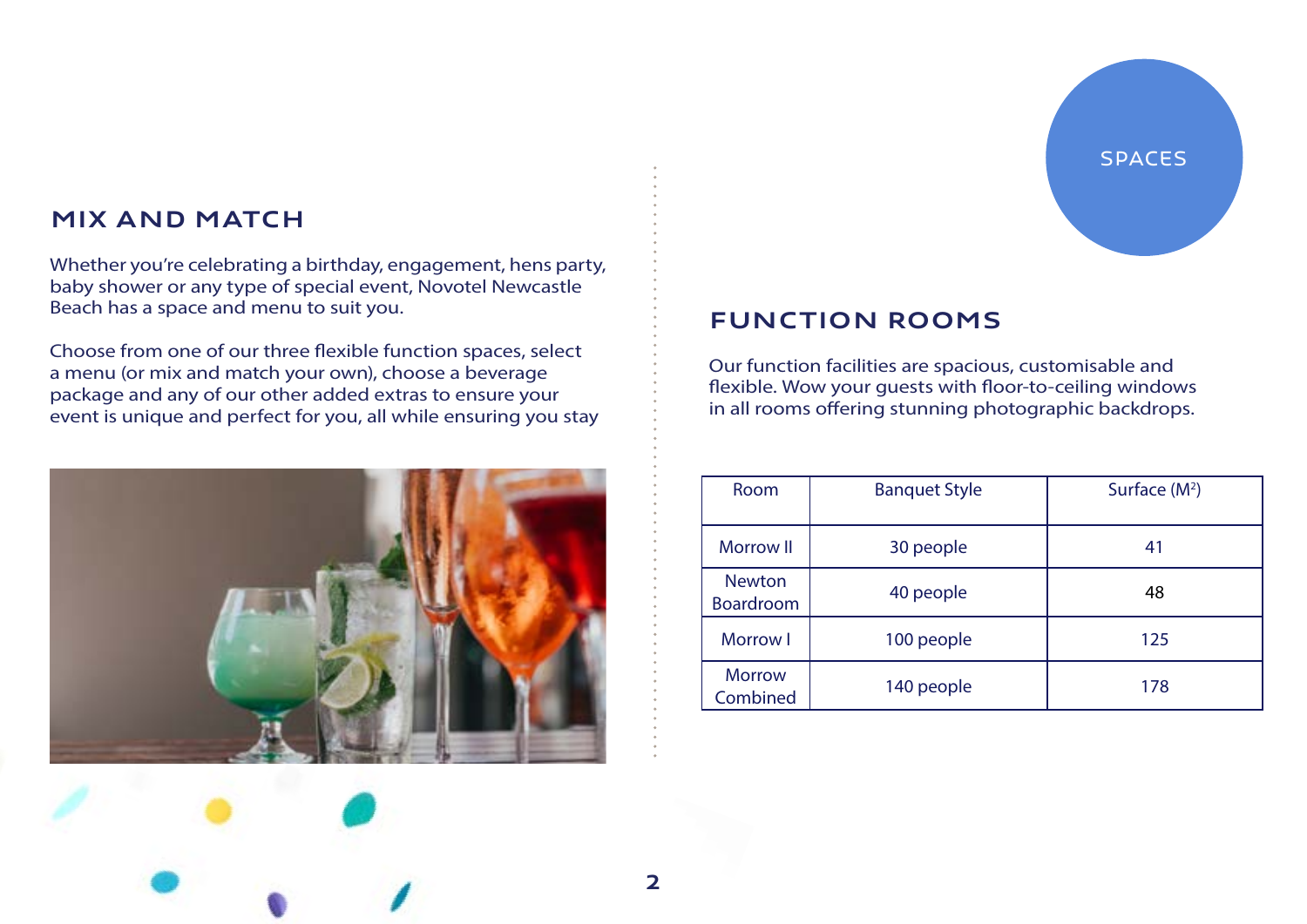## MIX AND MATCH

Whether you're celebrating a birthday, engagement, hens party, baby shower or any type of special event, Novotel Newcastle Beach has a space and menu to suit you.

Choose from one of our three flexible function spaces, select a menu (or mix and match your own), choose a beverage package and any of our other added extras to ensure your event is unique and perfect for you, all while ensuring you stay

SPACES

## FUNCTION ROOMS

Our function facilities are spacious, customisable and flexible. Wow your guests with floor-to-ceiling windows in all rooms offering stunning photographic backdrops.

| Room | Banquet Style | Surface ($M^2$) |
|---|---|---|
| Morrow II | 30 people | 41 |
| Newton Boardroom | 40 people | 48 |
| Morrow I | 100 people | 125 |
| Morrow Combined | 140 people | 178 |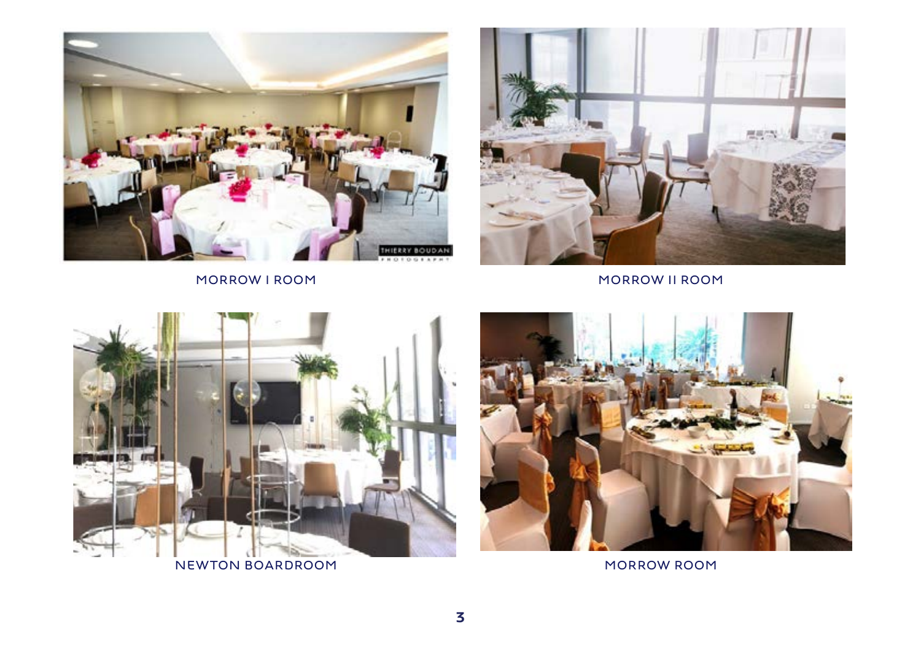MORROW I ROOM

MORROW II ROOM

NEWTON BOARDROOM

MORROW ROOM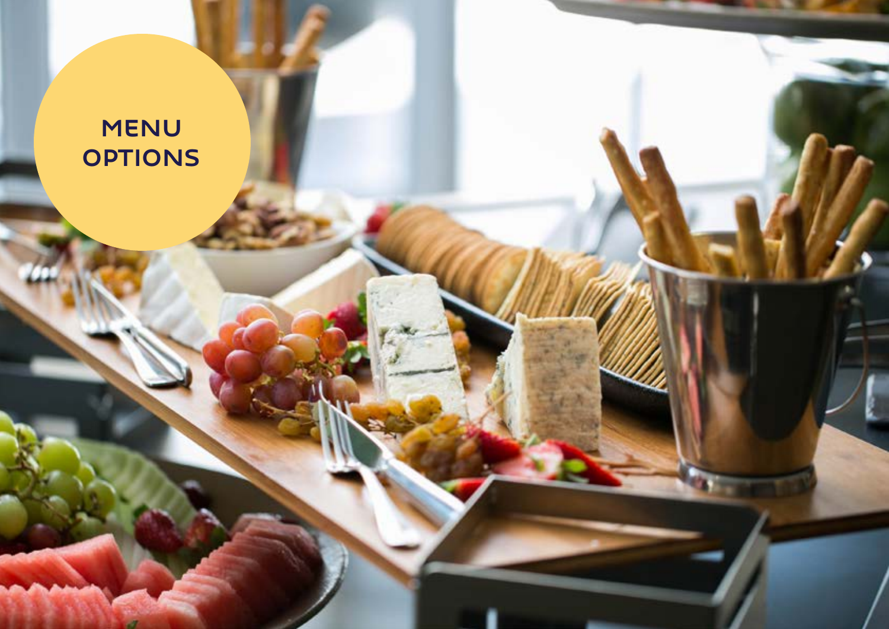# MENU OPTIONS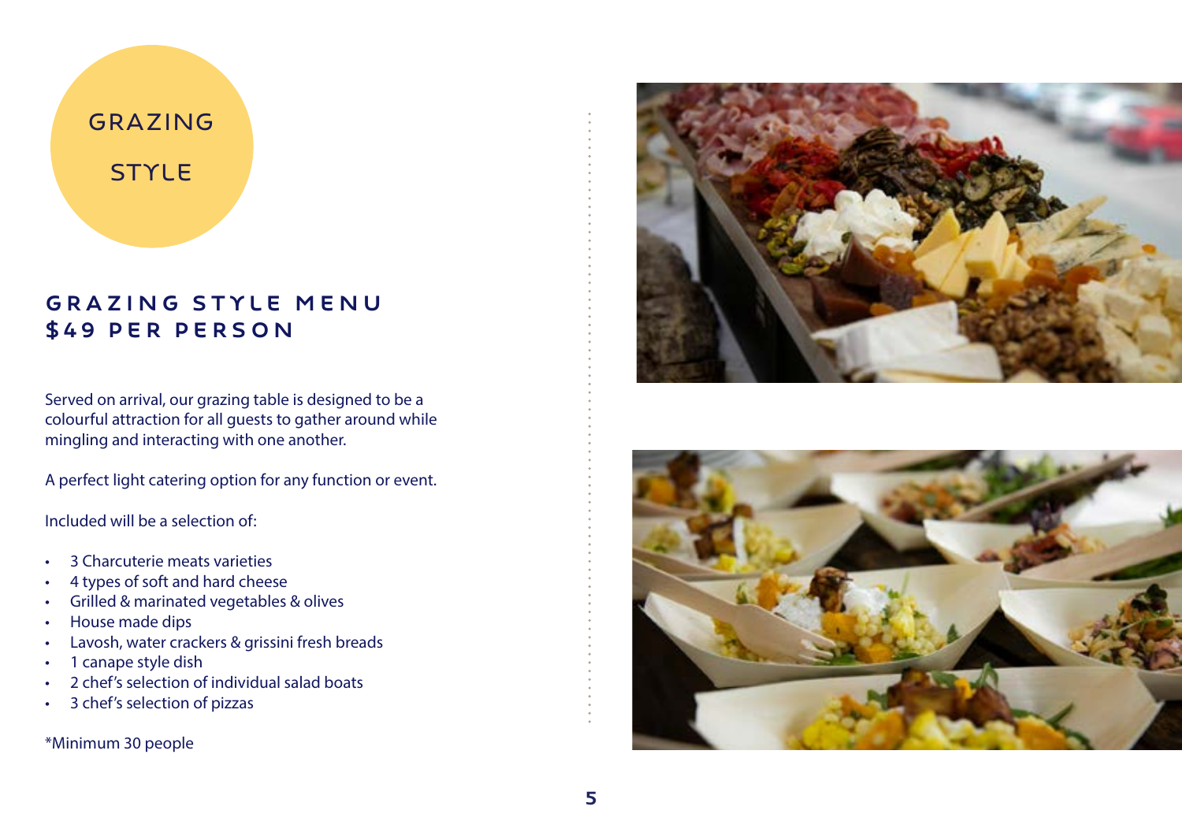# GRAZING STYLE

## GRAZING STYLE MENU
## $49 PER PERSON

Served on arrival, our grazing table is designed to be a colourful attraction for all guests to gather around while mingling and interacting with one another.

A perfect light catering option for any function or event.

Included will be a selection of:

- 3 Charcuterie meats varieties
- 4 types of soft and hard cheese
- Grilled & marinated vegetables & olives
- House made dips
- Lavosh, water crackers & grissini fresh breads
- 1 canape style dish
- 2 chef's selection of individual salad boats
- 3 chef's selection of pizzas

*Minimum 30 people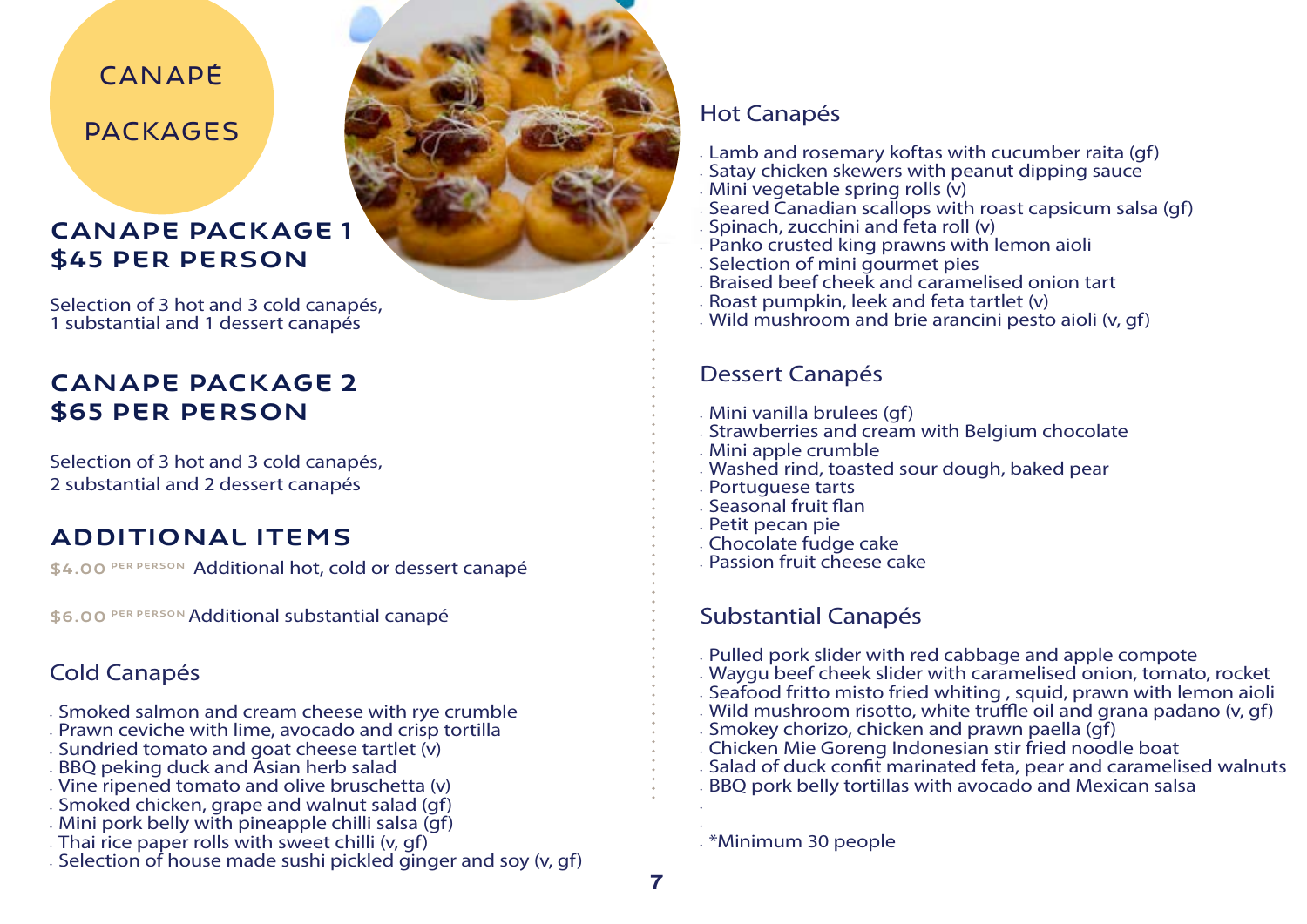# CANAPÉ PACKAGES

## CANAPE PACKAGE 1
## $45 PER PERSON

Selection of 3 hot and 3 cold canapés,
1 substantial and 1 dessert canapés

## CANAPE PACKAGE 2
## $65 PER PERSON

Selection of 3 hot and 3 cold canapés,
2 substantial and 2 dessert canapés

## ADDITIONAL ITEMS

$4.00 PER PERSON Additional hot, cold or dessert canapé

$6.00 PER PERSON Additional substantial canapé

### Cold Canapés

- Smoked salmon and cream cheese with rye crumble
- Prawn ceviche with lime, avocado and crisp tortilla
- Sundried tomato and goat cheese tartlet (v)
- BBQ peking duck and Asian herb salad
- Vine ripened tomato and olive bruschetta (v)
- Smoked chicken, grape and walnut salad (gf)
- Mini pork belly with pineapple chilli salsa (gf)
- Thai rice paper rolls with sweet chilli (v, gf)
- Selection of house made sushi pickled ginger and soy (v, gf)

### Hot Canapés

- Lamb and rosemary koftas with cucumber raita (gf)
- Satay chicken skewers with peanut dipping sauce
- Mini vegetable spring rolls (v)
- Seared Canadian scallops with roast capsicum salsa (gf)
- Spinach, zucchini and feta roll (v)
- Panko crusted king prawns with lemon aioli
- Selection of mini gourmet pies
- Braised beef cheek and caramelised onion tart
- Roast pumpkin, leek and feta tartlet (v)
- Wild mushroom and brie arancini pesto aioli (v, gf)

### Dessert Canapés

- Mini vanilla brulees (gf)
- Strawberries and cream with Belgium chocolate
- Mini apple crumble
- Washed rind, toasted sour dough, baked pear
- Portuguese tarts
- Seasonal fruit flan
- Petit pecan pie
- Chocolate fudge cake
- Passion fruit cheese cake

### Substantial Canapés

- Pulled pork slider with red cabbage and apple compote
- Waygu beef cheek slider with caramelised onion, tomato, rocket
- Seafood fritto misto fried whiting , squid, prawn with lemon aioli
- Wild mushroom risotto, white truffle oil and grana padano (v, gf)
- Smokey chorizo, chicken and prawn paella (gf)
- Chicken Mie Goreng Indonesian stir fried noodle boat
- Salad of duck confit marinated feta, pear and caramelised walnuts
- BBQ pork belly tortillas with avocado and Mexican salsa

*Minimum 30 people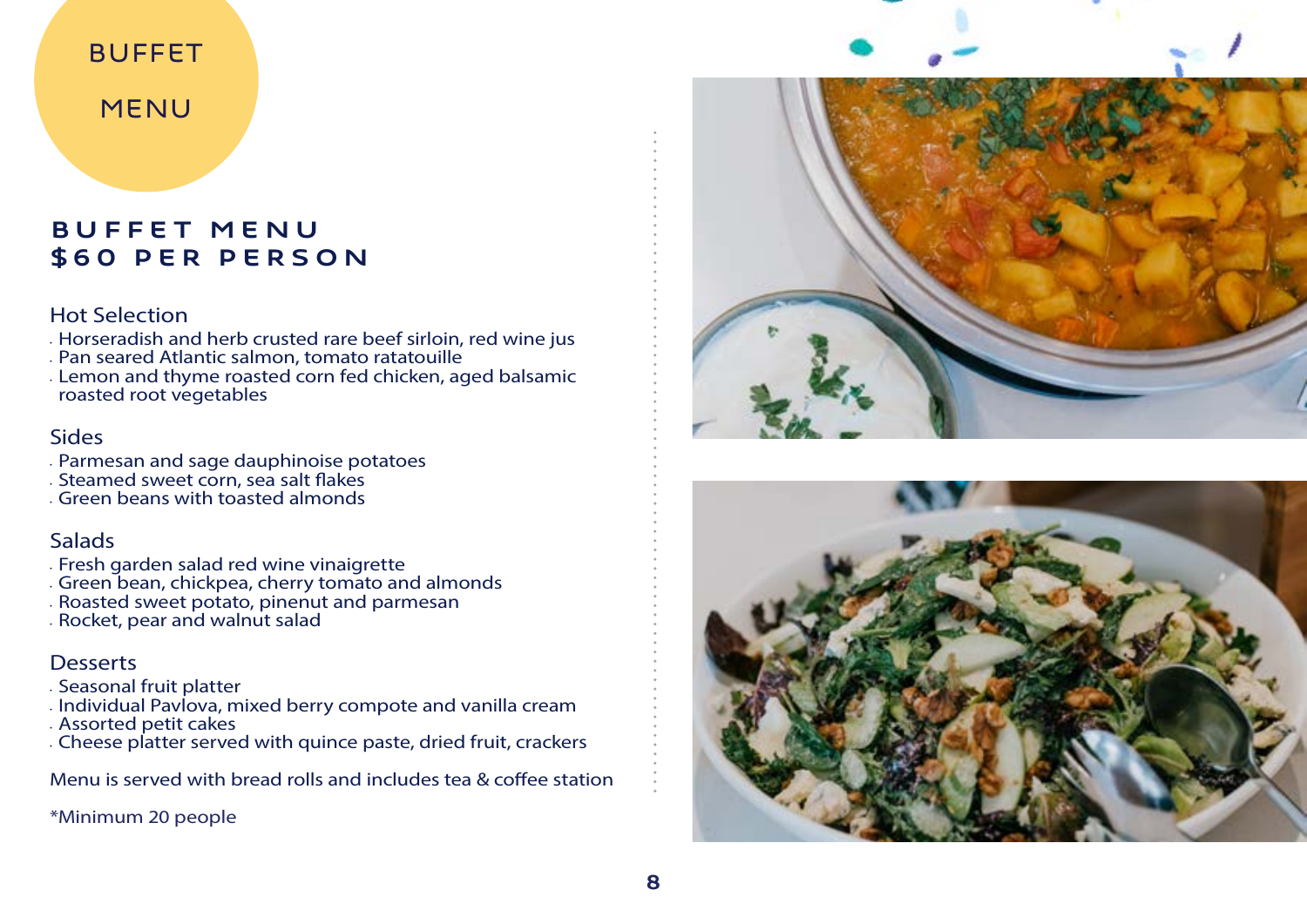BUFFET MENU

## BUFFET MENU
## $60 PER PERSON

### Hot Selection

- Horseradish and herb crusted rare beef sirloin, red wine jus
- Pan seared Atlantic salmon, tomato ratatouille
- Lemon and thyme roasted corn fed chicken, aged balsamic roasted root vegetables

### Sides

- Parmesan and sage dauphinoise potatoes
- Steamed sweet corn, sea salt flakes
- Green beans with toasted almonds

### Salads

- Fresh garden salad red wine vinaigrette
- Green bean, chickpea, cherry tomato and almonds
- Roasted sweet potato, pinenut and parmesan
- Rocket, pear and walnut salad

### Desserts

- Seasonal fruit platter
- Individual Pavlova, mixed berry compote and vanilla cream
- Assorted petit cakes
- Cheese platter served with quince paste, dried fruit, crackers

Menu is served with bread rolls and includes tea & coffee station

*Minimum 20 people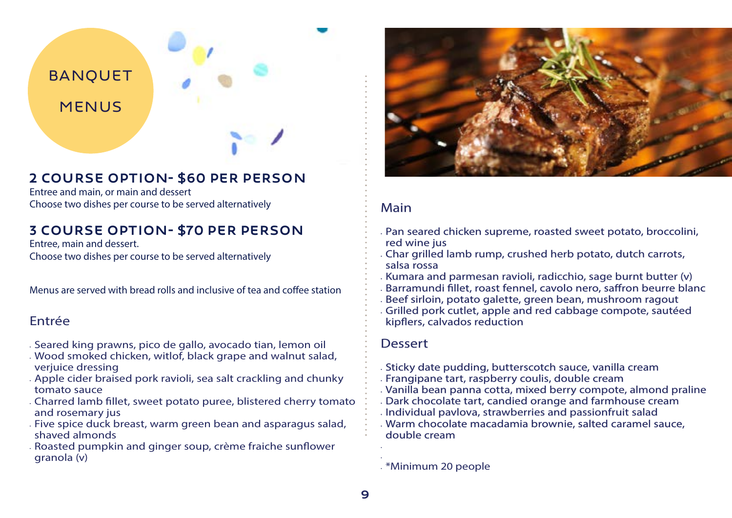# BANQUET MENUS

## 2 COURSE OPTION- $60 PER PERSON

Entree and main, or main and dessert
Choose two dishes per course to be served alternatively

## 3 COURSE OPTION- $70 PER PERSON

Entree, main and dessert.
Choose two dishes per course to be served alternatively

Menus are served with bread rolls and inclusive of tea and coffee station

### Entrée

- Seared king prawns, pico de gallo, avocado tian, lemon oil
- Wood smoked chicken, witlof, black grape and walnut salad, verjuice dressing
- Apple cider braised pork ravioli, sea salt crackling and chunky tomato sauce
- Charred lamb fillet, sweet potato puree, blistered cherry tomato and rosemary jus
- Five spice duck breast, warm green bean and asparagus salad, shaved almonds
- Roasted pumpkin and ginger soup, crème fraiche sunflower granola (v)

### Main

- Pan seared chicken supreme, roasted sweet potato, broccolini, red wine jus
- Char grilled lamb rump, crushed herb potato, dutch carrots, salsa rossa
- Kumara and parmesan ravioli, radicchio, sage burnt butter (v)
- Barramundi fillet, roast fennel, cavolo nero, saffron beurre blanc
- Beef sirloin, potato galette, green bean, mushroom ragout
- Grilled pork cutlet, apple and red cabbage compote, sautéed kipflers, calvados reduction

### Dessert

- Sticky date pudding, butterscotch sauce, vanilla cream
- Frangipane tart, raspberry coulis, double cream
- Vanilla bean panna cotta, mixed berry compote, almond praline
- Dark chocolate tart, candied orange and farmhouse cream
- Individual pavlova, strawberries and passionfruit salad
- Warm chocolate macadamia brownie, salted caramel sauce, double cream

*Minimum 20 people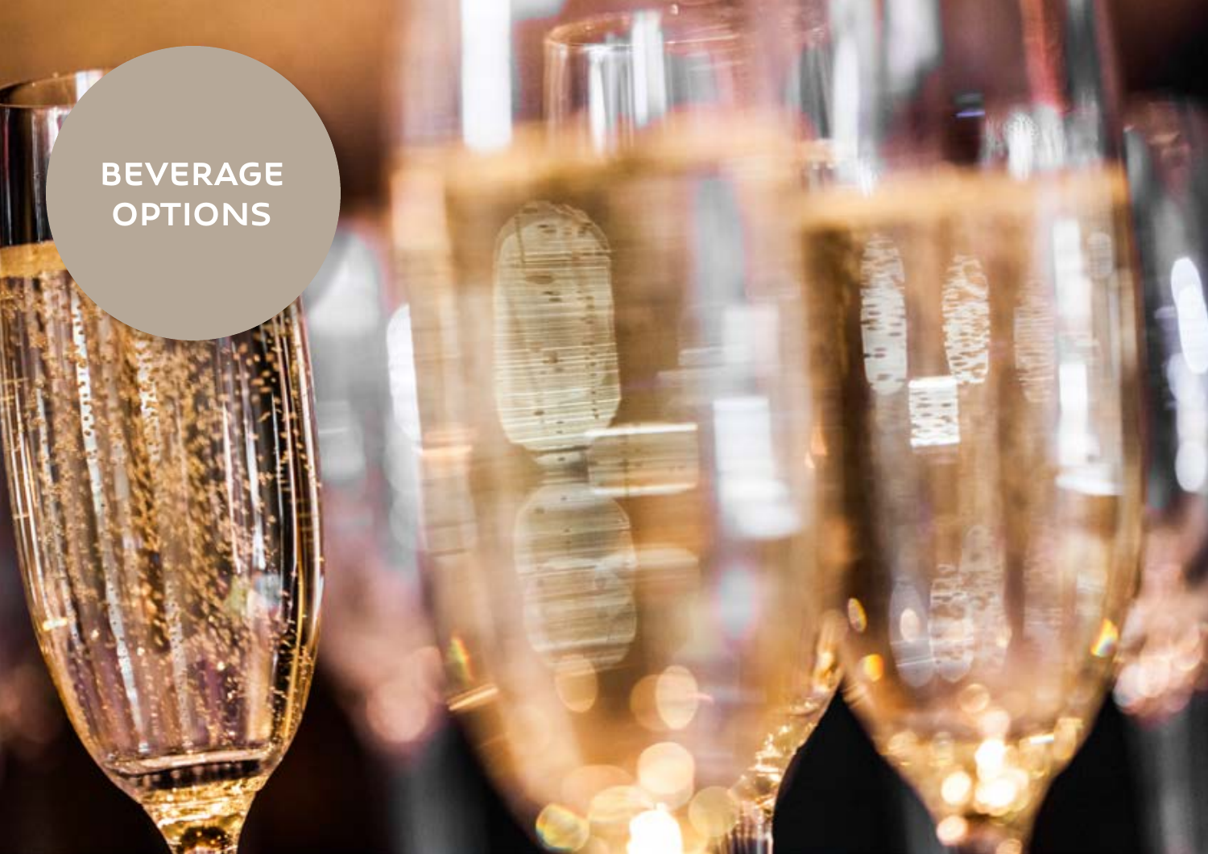# BEVERAGE OPTIONS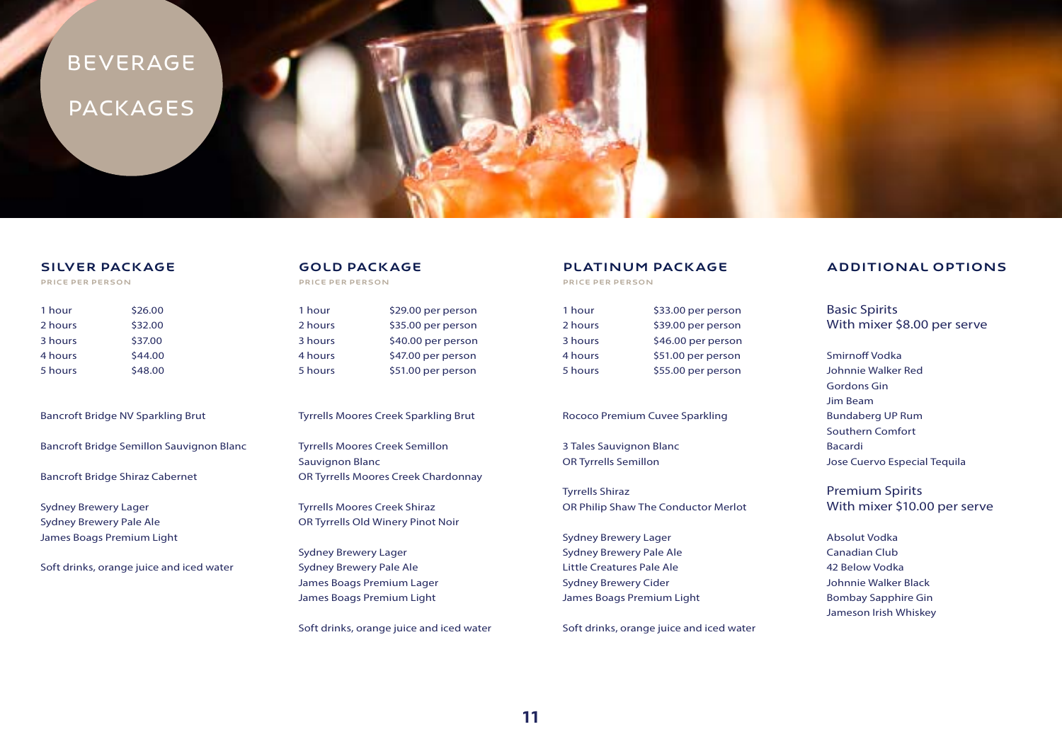# BEVERAGE PACKAGES

## SILVER PACKAGE

PRICE PER PERSON

| | |
|---|---|
| 1 hour | $26.00 |
| 2 hours | $32.00 |
| 3 hours | $37.00 |
| 4 hours | $44.00 |
| 5 hours | $48.00 |

Bancroft Bridge NV Sparkling Brut

Bancroft Bridge Semillon Sauvignon Blanc

Bancroft Bridge Shiraz Cabernet

Sydney Brewery Lager
Sydney Brewery Pale Ale
James Boags Premium Light

Soft drinks, orange juice and iced water

## GOLD PACKAGE

PRICE PER PERSON

| | |
|---|---|
| 1 hour | $29.00 per person |
| 2 hours | $35.00 per person |
| 3 hours | $40.00 per person |
| 4 hours | $47.00 per person |
| 5 hours | $51.00 per person |

Tyrrells Moores Creek Sparkling Brut

Tyrrells Moores Creek Semillon Sauvignon Blanc
OR Tyrrells Moores Creek Chardonnay

Tyrrells Moores Creek Shiraz
OR Tyrrells Old Winery Pinot Noir

Sydney Brewery Lager
Sydney Brewery Pale Ale
James Boags Premium Lager
James Boags Premium Light

Soft drinks, orange juice and iced water

## PLATINUM PACKAGE

PRICE PER PERSON

| | |
|---|---|
| 1 hour | $33.00 per person |
| 2 hours | $39.00 per person |
| 3 hours | $46.00 per person |
| 4 hours | $51.00 per person |
| 5 hours | $55.00 per person |

Rococo Premium Cuvee Sparkling

3 Tales Sauvignon Blanc
OR Tyrrells Semillon

Tyrrells Shiraz
OR Philip Shaw The Conductor Merlot

Sydney Brewery Lager
Sydney Brewery Pale Ale
Little Creatures Pale Ale
Sydney Brewery Cider
James Boags Premium Light

Soft drinks, orange juice and iced water

## ADDITIONAL OPTIONS

Basic Spirits
With mixer $8.00 per serve

Smirnoff Vodka
Johnnie Walker Red
Gordons Gin
Jim Beam
Bundaberg UP Rum
Southern Comfort
Bacardi
Jose Cuervo Especial Tequila

Premium Spirits
With mixer $10.00 per serve

Absolut Vodka
Canadian Club
42 Below Vodka
Johnnie Walker Black
Bombay Sapphire Gin
Jameson Irish Whiskey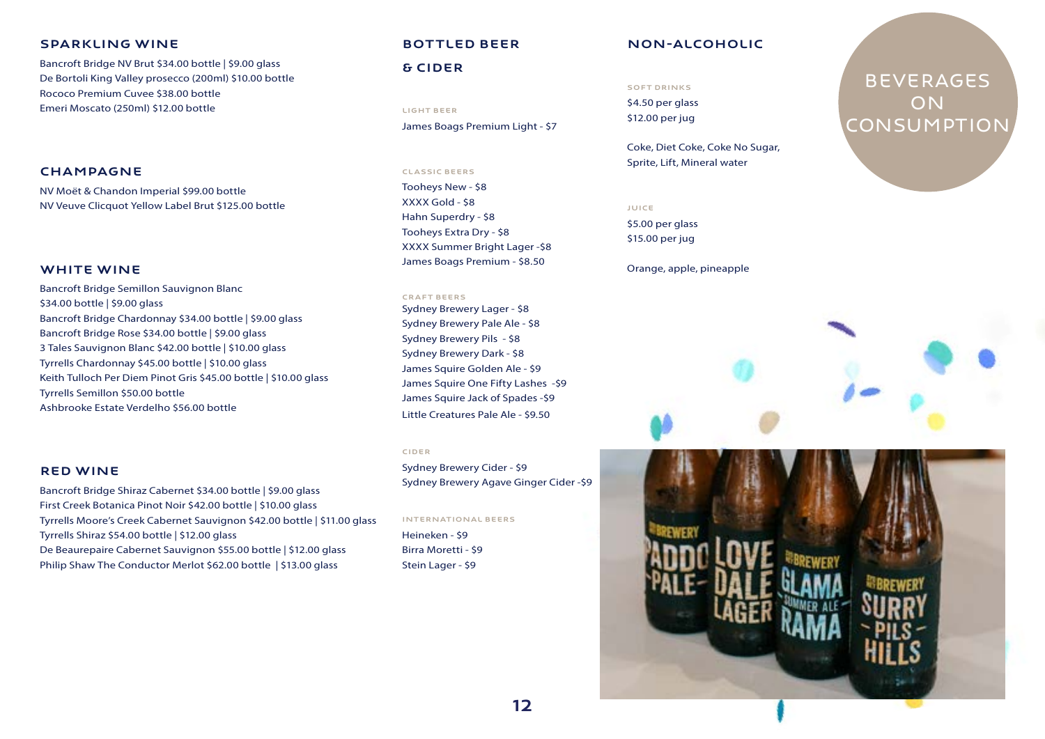# BEVERAGES ON CONSUMPTION

## SPARKLING WINE

Bancroft Bridge NV Brut $34.00 bottle | $9.00 glass
De Bortoli King Valley prosecco (200ml) $10.00 bottle
Rococo Premium Cuvee $38.00 bottle
Emeri Moscato (250ml) $12.00 bottle

## CHAMPAGNE

NV Moët & Chandon Imperial $99.00 bottle
NV Veuve Clicquot Yellow Label Brut $125.00 bottle

## WHITE WINE

Bancroft Bridge Semillon Sauvignon Blanc
$34.00 bottle | $9.00 glass
Bancroft Bridge Chardonnay $34.00 bottle | $9.00 glass
Bancroft Bridge Rose $34.00 bottle | $9.00 glass
3 Tales Sauvignon Blanc $42.00 bottle | $10.00 glass
Tyrrells Chardonnay $45.00 bottle | $10.00 glass
Keith Tulloch Per Diem Pinot Gris $45.00 bottle | $10.00 glass
Tyrrells Semillon $50.00 bottle
Ashbrooke Estate Verdelho $56.00 bottle

## RED WINE

Bancroft Bridge Shiraz Cabernet $34.00 bottle | $9.00 glass
First Creek Botanica Pinot Noir $42.00 bottle | $10.00 glass
Tyrrells Moore's Creek Cabernet Sauvignon $42.00 bottle | $11.00 glass
Tyrrells Shiraz $54.00 bottle | $12.00 glass
De Beaurepaire Cabernet Sauvignon $55.00 bottle | $12.00 glass
Philip Shaw The Conductor Merlot $62.00 bottle | $13.00 glass

## BOTTLED BEER & CIDER

### LIGHT BEER

James Boags Premium Light - $7

### CLASSIC BEERS

Tooheys New - $8
XXXX Gold - $8
Hahn Superdry - $8
Tooheys Extra Dry - $8
XXXX Summer Bright Lager -$8
James Boags Premium - $8.50

### CRAFT BEERS

Sydney Brewery Lager - $8
Sydney Brewery Pale Ale - $8
Sydney Brewery Pils - $8
Sydney Brewery Dark - $8
James Squire Golden Ale - $9
James Squire One Fifty Lashes -$9
James Squire Jack of Spades -$9
Little Creatures Pale Ale - $9.50

### CIDER

Sydney Brewery Cider - $9
Sydney Brewery Agave Ginger Cider -$9

### INTERNATIONAL BEERS

Heineken - $9
Birra Moretti - $9
Stein Lager - $9

## NON-ALCOHOLIC

### SOFT DRINKS

$4.50 per glass
$12.00 per jug

Coke, Diet Coke, Coke No Sugar, Sprite, Lift, Mineral water

### JUICE

$5.00 per glass
$15.00 per jug

Orange, apple, pineapple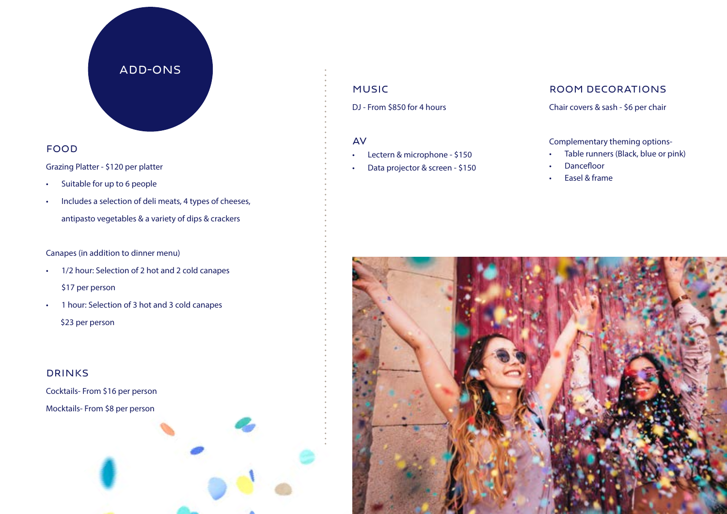# ADD-ONS

## FOOD

Grazing Platter - $120 per platter

- Suitable for up to 6 people
- Includes a selection of deli meats, 4 types of cheeses, antipasto vegetables & a variety of dips & crackers

Canapes (in addition to dinner menu)

- 1/2 hour: Selection of 2 hot and 2 cold canapes
  $17 per person
- 1 hour: Selection of 3 hot and 3 cold canapes
  $23 per person

## DRINKS

Cocktails- From $16 per person

Mocktails- From $8 per person

## MUSIC

DJ - From $850 for 4 hours

## AV

- Lectern & microphone - $150
- Data projector & screen - $150

## ROOM DECORATIONS

Chair covers & sash - $6 per chair

Complementary theming options-

- Table runners (Black, blue or pink)
- Dancefloor
- Easel & frame